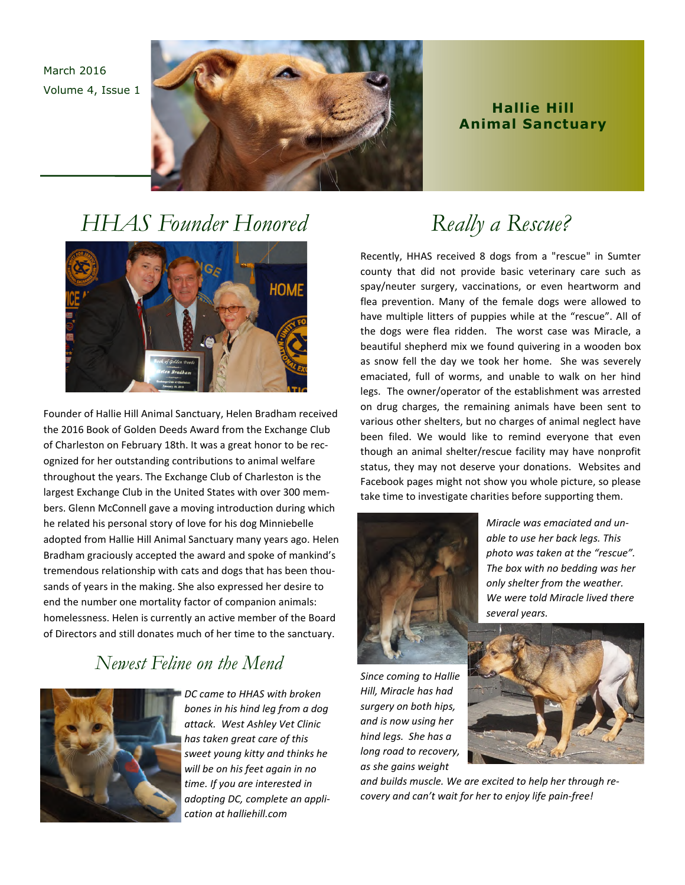March 2016
Volume 4, Issue 1

# Hallie Hill Animal Sanctuary

## HHAS Founder Honored

Founder of Hallie Hill Animal Sanctuary, Helen Bradham received the 2016 Book of Golden Deeds Award from the Exchange Club of Charleston on February 18th. It was a great honor to be recognized for her outstanding contributions to animal welfare throughout the years. The Exchange Club of Charleston is the largest Exchange Club in the United States with over 300 members. Glenn McConnell gave a moving introduction during which he related his personal story of love for his dog Minniebelle adopted from Hallie Hill Animal Sanctuary many years ago. Helen Bradham graciously accepted the award and spoke of mankind's tremendous relationship with cats and dogs that has been thousands of years in the making. She also expressed her desire to end the number one mortality factor of companion animals: homelessness. Helen is currently an active member of the Board of Directors and still donates much of her time to the sanctuary.

## Newest Feline on the Mend

*DC came to HHAS with broken bones in his hind leg from a dog attack. West Ashley Vet Clinic has taken great care of this sweet young kitty and thinks he will be on his feet again in no time. If you are interested in adopting DC, complete an application at halliehill.com*

## Really a Rescue?

Recently, HHAS received 8 dogs from a "rescue" in Sumter county that did not provide basic veterinary care such as spay/neuter surgery, vaccinations, or even heartworm and flea prevention. Many of the female dogs were allowed to have multiple litters of puppies while at the "rescue". All of the dogs were flea ridden. The worst case was Miracle, a beautiful shepherd mix we found quivering in a wooden box as snow fell the day we took her home. She was severely emaciated, full of worms, and unable to walk on her hind legs. The owner/operator of the establishment was arrested on drug charges, the remaining animals have been sent to various other shelters, but no charges of animal neglect have been filed. We would like to remind everyone that even though an animal shelter/rescue facility may have nonprofit status, they may not deserve your donations. Websites and Facebook pages might not show you whole picture, so please take time to investigate charities before supporting them.

*Miracle was emaciated and unable to use her back legs. This photo was taken at the "rescue". The box with no bedding was her only shelter from the weather. We were told Miracle lived there several years.*

*Since coming to Hallie Hill, Miracle has had surgery on both hips, and is now using her hind legs. She has a long road to recovery, as she gains weight and builds muscle. We are excited to help her through recovery and can't wait for her to enjoy life pain-free!*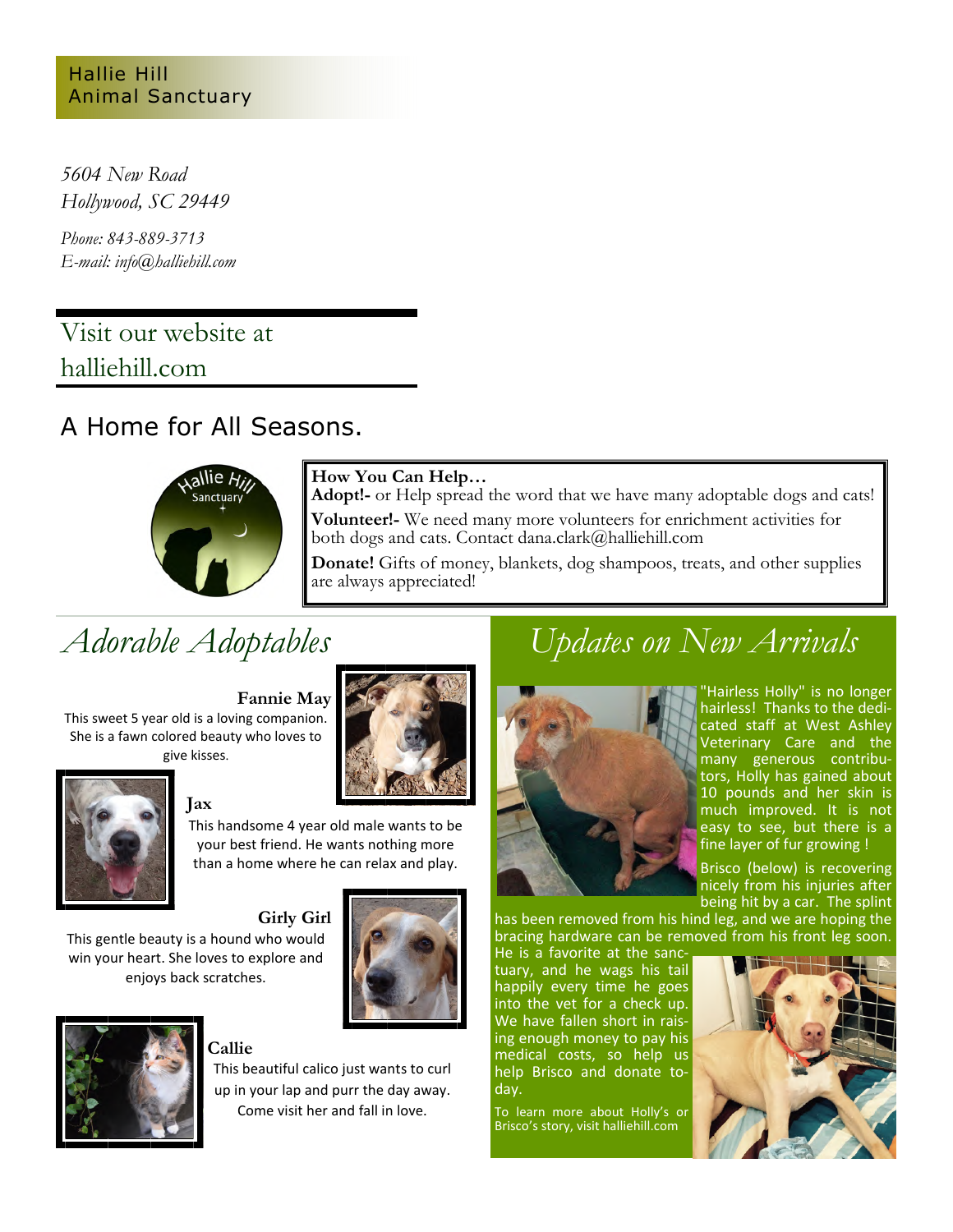Hallie Hill
Animal Sanctuary

*5604 New Road*
*Hollywood, SC 29449*

*Phone: 843-889-3713*
*E-mail: info@halliehill.com*

Visit our website at halliehill.com

## A Home for All Seasons.

**How You Can Help…**

**Adopt!-** or Help spread the word that we have many adoptable dogs and cats!

**Volunteer!-** We need many more volunteers for enrichment activities for both dogs and cats. Contact dana.clark@halliehill.com

**Donate!** Gifts of money, blankets, dog shampoos, treats, and other supplies are always appreciated!

# *Adorable Adoptables*

**Fannie May**

This sweet 5 year old is a loving companion. She is a fawn colored beauty who loves to give kisses.

**Jax**

This handsome 4 year old male wants to be your best friend. He wants nothing more than a home where he can relax and play.

**Girly Girl**

This gentle beauty is a hound who would win your heart. She loves to explore and enjoys back scratches.

**Callie**

This beautiful calico just wants to curl up in your lap and purr the day away. Come visit her and fall in love.

# *Updates on New Arrivals*

"Hairless Holly" is no longer hairless! Thanks to the dedicated staff at West Ashley Veterinary Care and the many generous contributors, Holly has gained about 10 pounds and her skin is much improved. It is not easy to see, but there is a fine layer of fur growing !

Brisco (below) is recovering nicely from his injuries after being hit by a car. The splint has been removed from his hind leg, and we are hoping the bracing hardware can be removed from his front leg soon. He is a favorite at the sanctuary, and he wags his tail happily every time he goes into the vet for a check up. We have fallen short in raising enough money to pay his medical costs, so help us help Brisco and donate today.

To learn more about Holly's or Brisco's story, visit halliehill.com